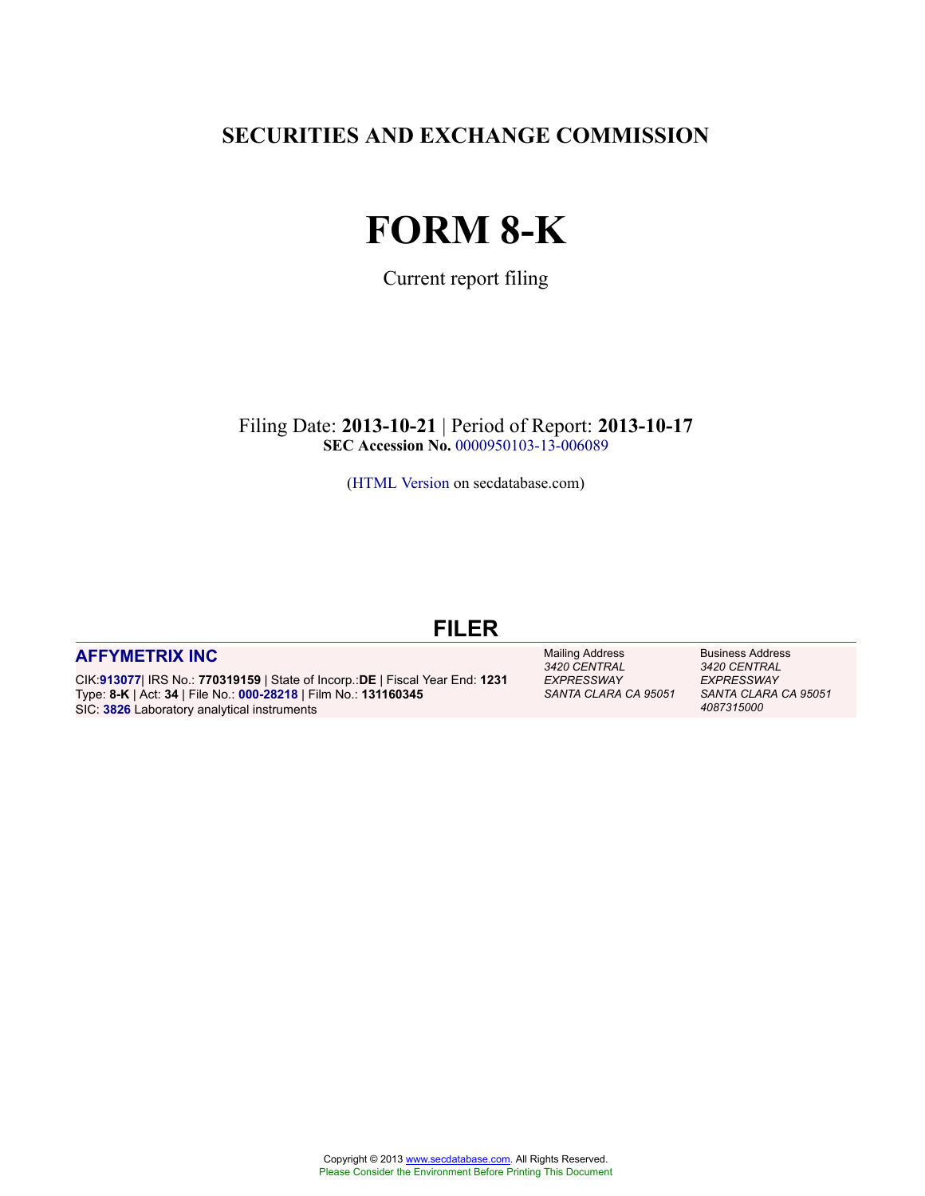# SECURITIES AND EXCHANGE COMMISSION

# FORM 8-K

Current report filing

Filing Date: **2013-10-21** | Period of Report: **2013-10-17**
**SEC Accession No.** 0000950103-13-006089

(HTML Version on secdatabase.com)

## FILER

| **AFFYMETRIX INC** | Mailing Address | Business Address |
|---|---|---|
| CIK:**913077**\| IRS No.: **770319159** \| State of Incorp.:**DE** \| Fiscal Year End: **1231**<br>Type: **8-K** \| Act: **34** \| File No.: **000-28218** \| Film No.: **131160345**<br>SIC: **3826** Laboratory analytical instruments | *3420 CENTRAL EXPRESSWAY SANTA CLARA CA 95051* | *3420 CENTRAL EXPRESSWAY SANTA CLARA CA 95051 4087315000* |

Copyright © 2013 www.secdatabase.com. All Rights Reserved.
Please Consider the Environment Before Printing This Document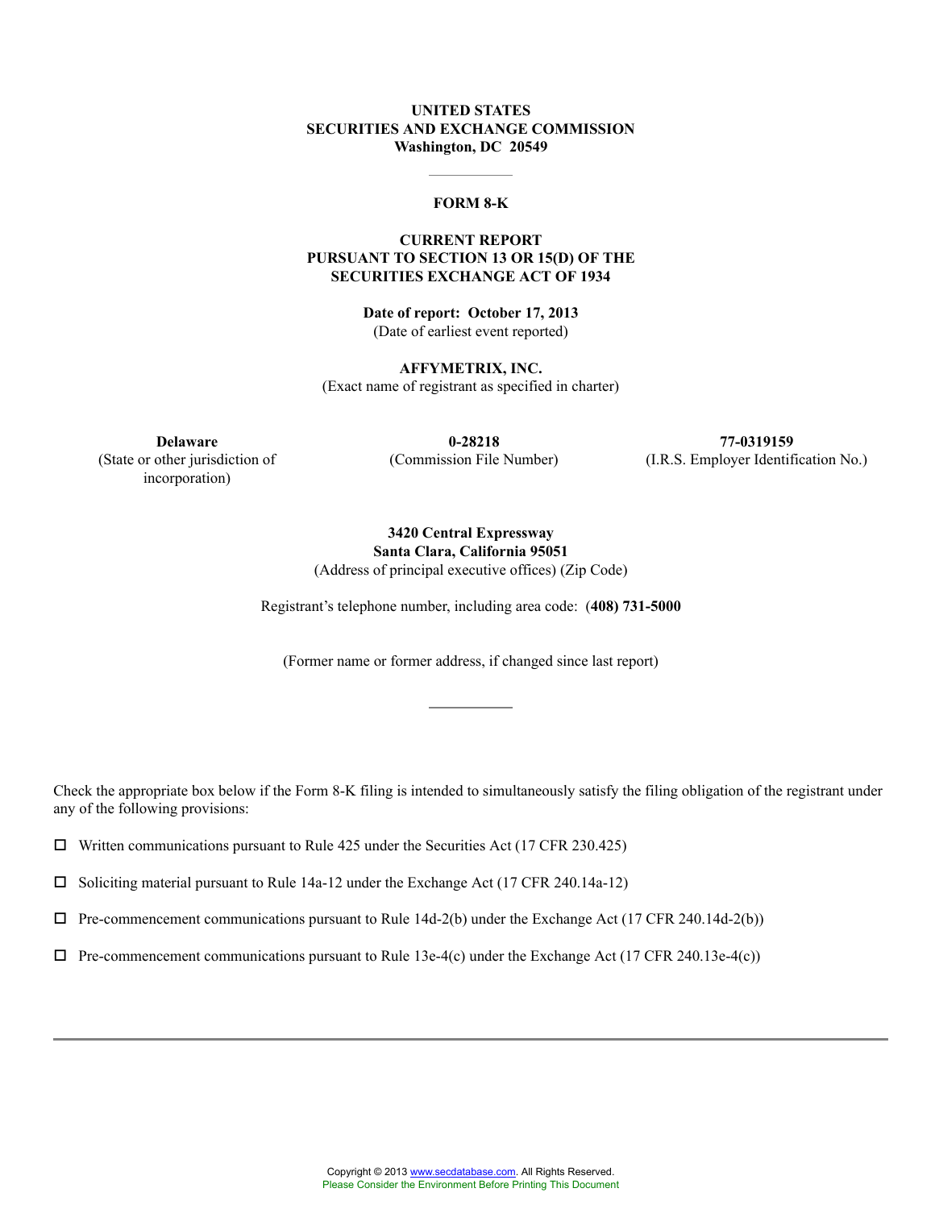**UNITED STATES**
**SECURITIES AND EXCHANGE COMMISSION**
**Washington, DC 20549**

---

# FORM 8-K

**CURRENT REPORT**
**PURSUANT TO SECTION 13 OR 15(D) OF THE**
**SECURITIES EXCHANGE ACT OF 1934**

**Date of report: October 17, 2013**
(Date of earliest event reported)

**AFFYMETRIX, INC.**
(Exact name of registrant as specified in charter)

| **Delaware** | **0-28218** | **77-0319159** |
|---|---|---|
| (State or other jurisdiction of incorporation) | (Commission File Number) | (I.R.S. Employer Identification No.) |

**3420 Central Expressway**
**Santa Clara, California 95051**
(Address of principal executive offices) (Zip Code)

Registrant's telephone number, including area code: **(408) 731-5000**

(Former name or former address, if changed since last report)

---

Check the appropriate box below if the Form 8-K filing is intended to simultaneously satisfy the filing obligation of the registrant under any of the following provisions:

☐ Written communications pursuant to Rule 425 under the Securities Act (17 CFR 230.425)

☐ Soliciting material pursuant to Rule 14a-12 under the Exchange Act (17 CFR 240.14a-12)

☐ Pre-commencement communications pursuant to Rule 14d-2(b) under the Exchange Act (17 CFR 240.14d-2(b))

☐ Pre-commencement communications pursuant to Rule 13e-4(c) under the Exchange Act (17 CFR 240.13e-4(c))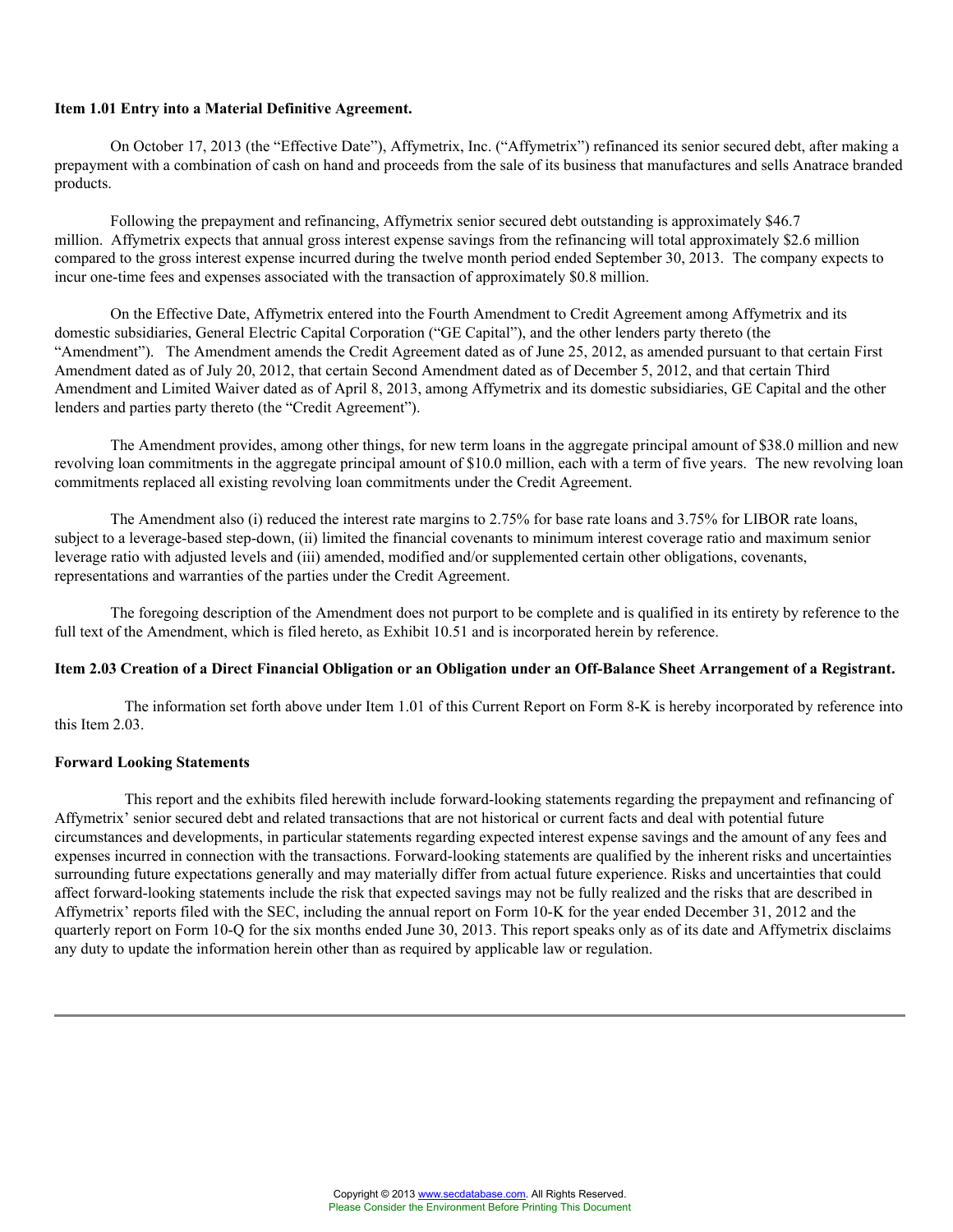**Item 1.01 Entry into a Material Definitive Agreement.**

On October 17, 2013 (the "Effective Date"), Affymetrix, Inc. ("Affymetrix") refinanced its senior secured debt, after making a prepayment with a combination of cash on hand and proceeds from the sale of its business that manufactures and sells Anatrace branded products.

Following the prepayment and refinancing, Affymetrix senior secured debt outstanding is approximately $46.7 million. Affymetrix expects that annual gross interest expense savings from the refinancing will total approximately $2.6 million compared to the gross interest expense incurred during the twelve month period ended September 30, 2013. The company expects to incur one-time fees and expenses associated with the transaction of approximately $0.8 million.

On the Effective Date, Affymetrix entered into the Fourth Amendment to Credit Agreement among Affymetrix and its domestic subsidiaries, General Electric Capital Corporation ("GE Capital"), and the other lenders party thereto (the "Amendment"). The Amendment amends the Credit Agreement dated as of June 25, 2012, as amended pursuant to that certain First Amendment dated as of July 20, 2012, that certain Second Amendment dated as of December 5, 2012, and that certain Third Amendment and Limited Waiver dated as of April 8, 2013, among Affymetrix and its domestic subsidiaries, GE Capital and the other lenders and parties party thereto (the "Credit Agreement").

The Amendment provides, among other things, for new term loans in the aggregate principal amount of $38.0 million and new revolving loan commitments in the aggregate principal amount of $10.0 million, each with a term of five years. The new revolving loan commitments replaced all existing revolving loan commitments under the Credit Agreement.

The Amendment also (i) reduced the interest rate margins to 2.75% for base rate loans and 3.75% for LIBOR rate loans, subject to a leverage-based step-down, (ii) limited the financial covenants to minimum interest coverage ratio and maximum senior leverage ratio with adjusted levels and (iii) amended, modified and/or supplemented certain other obligations, covenants, representations and warranties of the parties under the Credit Agreement.

The foregoing description of the Amendment does not purport to be complete and is qualified in its entirety by reference to the full text of the Amendment, which is filed hereto, as Exhibit 10.51 and is incorporated herein by reference.

**Item 2.03 Creation of a Direct Financial Obligation or an Obligation under an Off-Balance Sheet Arrangement of a Registrant.**

The information set forth above under Item 1.01 of this Current Report on Form 8-K is hereby incorporated by reference into this Item 2.03.

**Forward Looking Statements**

This report and the exhibits filed herewith include forward-looking statements regarding the prepayment and refinancing of Affymetrix' senior secured debt and related transactions that are not historical or current facts and deal with potential future circumstances and developments, in particular statements regarding expected interest expense savings and the amount of any fees and expenses incurred in connection with the transactions. Forward-looking statements are qualified by the inherent risks and uncertainties surrounding future expectations generally and may materially differ from actual future experience. Risks and uncertainties that could affect forward-looking statements include the risk that expected savings may not be fully realized and the risks that are described in Affymetrix' reports filed with the SEC, including the annual report on Form 10-K for the year ended December 31, 2012 and the quarterly report on Form 10-Q for the six months ended June 30, 2013. This report speaks only as of its date and Affymetrix disclaims any duty to update the information herein other than as required by applicable law or regulation.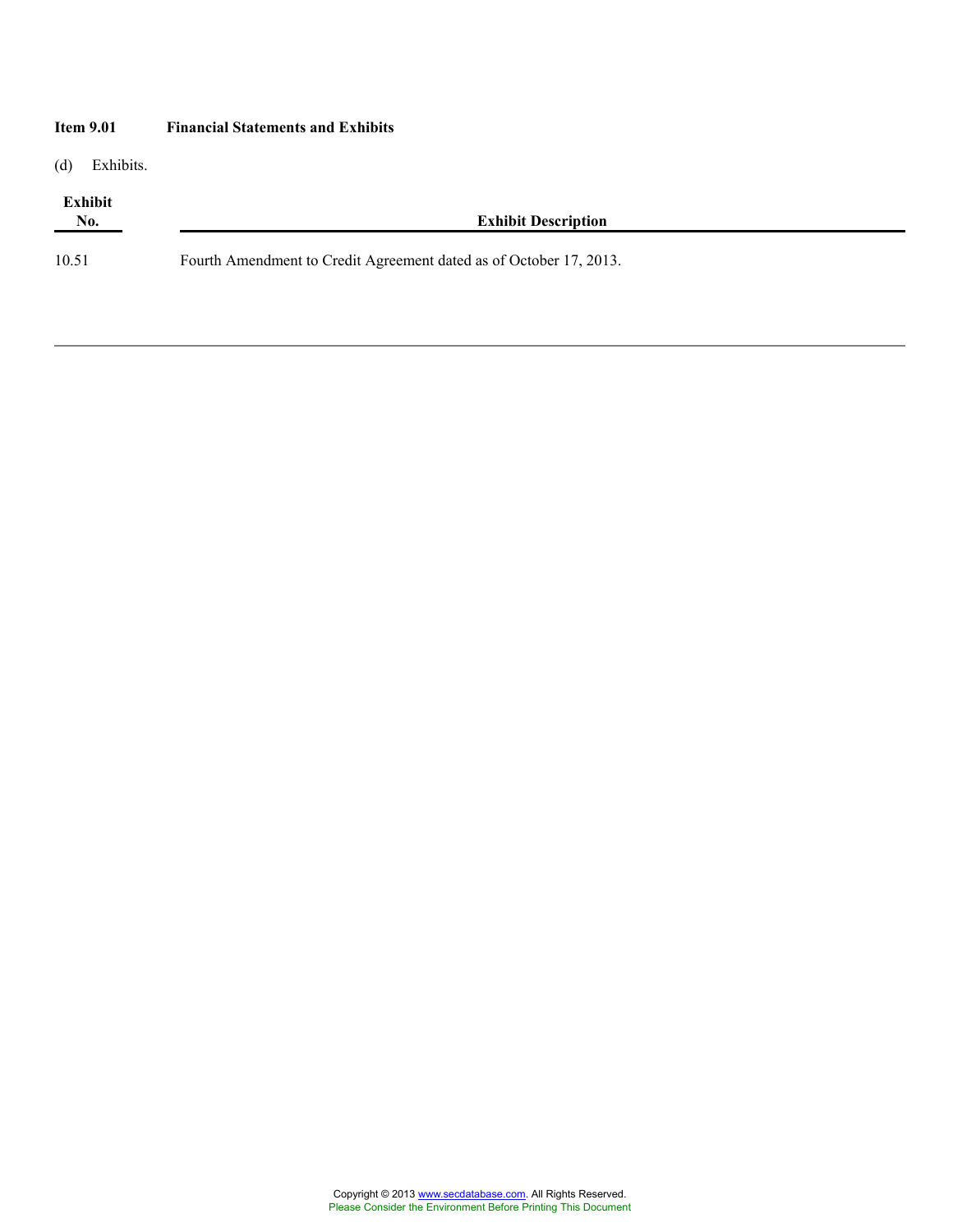**Item 9.01 Financial Statements and Exhibits**

(d) Exhibits.

| Exhibit No. | Exhibit Description |
| --- | --- |
| 10.51 | Fourth Amendment to Credit Agreement dated as of October 17, 2013. |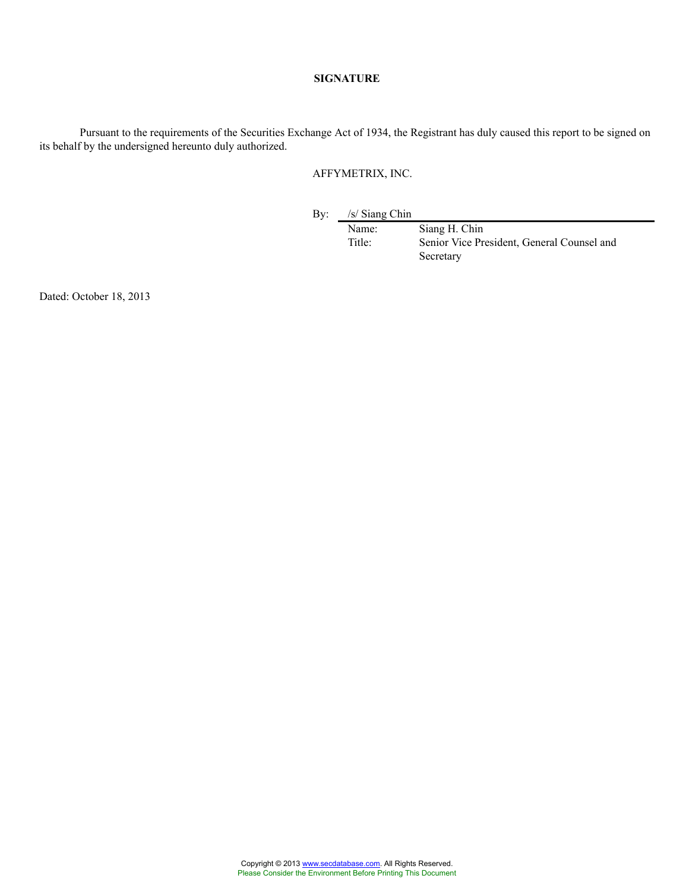**SIGNATURE**

Pursuant to the requirements of the Securities Exchange Act of 1934, the Registrant has duly caused this report to be signed on its behalf by the undersigned hereunto duly authorized.

AFFYMETRIX, INC.

By: /s/ Siang Chin

| | |
|---|---|
| Name: | Siang H. Chin |
| Title: | Senior Vice President, General Counsel and Secretary |

Dated: October 18, 2013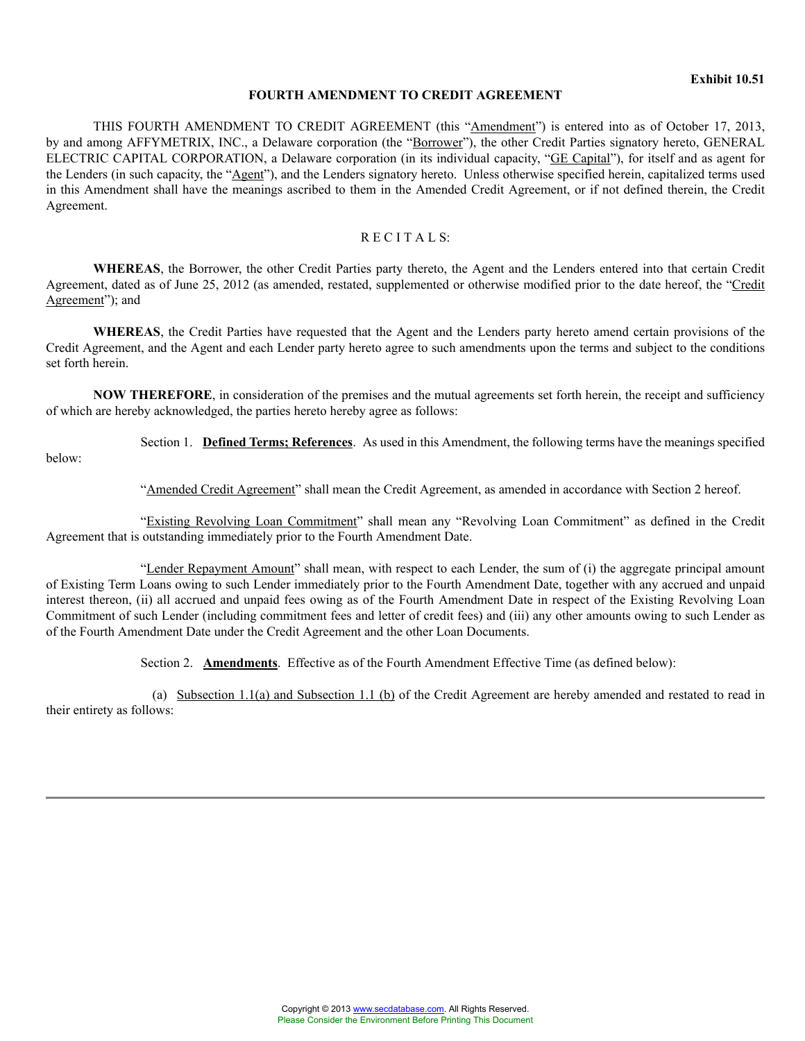Exhibit 10.51

**FOURTH AMENDMENT TO CREDIT AGREEMENT**

THIS FOURTH AMENDMENT TO CREDIT AGREEMENT (this "Amendment") is entered into as of October 17, 2013, by and among AFFYMETRIX, INC., a Delaware corporation (the "Borrower"), the other Credit Parties signatory hereto, GENERAL ELECTRIC CAPITAL CORPORATION, a Delaware corporation (in its individual capacity, "GE Capital"), for itself and as agent for the Lenders (in such capacity, the "Agent"), and the Lenders signatory hereto. Unless otherwise specified herein, capitalized terms used in this Amendment shall have the meanings ascribed to them in the Amended Credit Agreement, or if not defined therein, the Credit Agreement.

R E C I T A L S:

**WHEREAS**, the Borrower, the other Credit Parties party thereto, the Agent and the Lenders entered into that certain Credit Agreement, dated as of June 25, 2012 (as amended, restated, supplemented or otherwise modified prior to the date hereof, the "Credit Agreement"); and

**WHEREAS**, the Credit Parties have requested that the Agent and the Lenders party hereto amend certain provisions of the Credit Agreement, and the Agent and each Lender party hereto agree to such amendments upon the terms and subject to the conditions set forth herein.

**NOW THEREFORE**, in consideration of the premises and the mutual agreements set forth herein, the receipt and sufficiency of which are hereby acknowledged, the parties hereto hereby agree as follows:

Section 1. **Defined Terms; References**. As used in this Amendment, the following terms have the meanings specified below:

"Amended Credit Agreement" shall mean the Credit Agreement, as amended in accordance with Section 2 hereof.

"Existing Revolving Loan Commitment" shall mean any "Revolving Loan Commitment" as defined in the Credit Agreement that is outstanding immediately prior to the Fourth Amendment Date.

"Lender Repayment Amount" shall mean, with respect to each Lender, the sum of (i) the aggregate principal amount of Existing Term Loans owing to such Lender immediately prior to the Fourth Amendment Date, together with any accrued and unpaid interest thereon, (ii) all accrued and unpaid fees owing as of the Fourth Amendment Date in respect of the Existing Revolving Loan Commitment of such Lender (including commitment fees and letter of credit fees) and (iii) any other amounts owing to such Lender as of the Fourth Amendment Date under the Credit Agreement and the other Loan Documents.

Section 2. **Amendments**. Effective as of the Fourth Amendment Effective Time (as defined below):

(a) Subsection 1.1(a) and Subsection 1.1 (b) of the Credit Agreement are hereby amended and restated to read in their entirety as follows: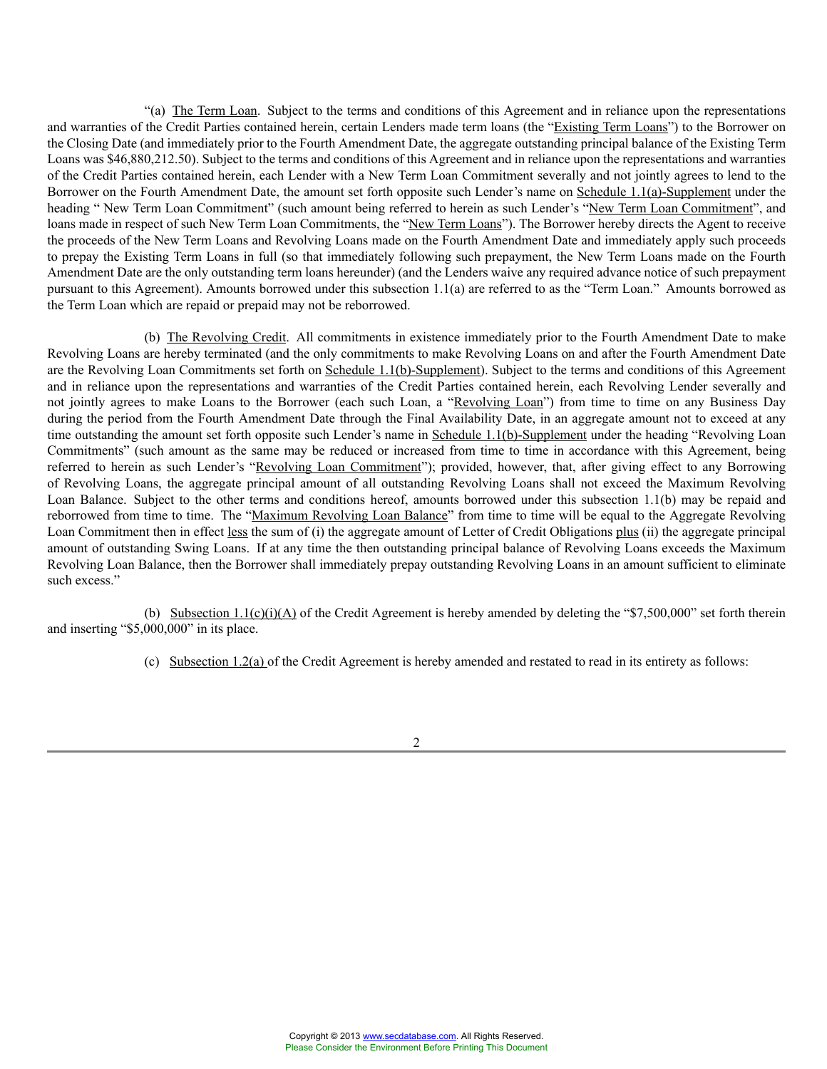"(a) The Term Loan. Subject to the terms and conditions of this Agreement and in reliance upon the representations and warranties of the Credit Parties contained herein, certain Lenders made term loans (the "Existing Term Loans") to the Borrower on the Closing Date (and immediately prior to the Fourth Amendment Date, the aggregate outstanding principal balance of the Existing Term Loans was $46,880,212.50). Subject to the terms and conditions of this Agreement and in reliance upon the representations and warranties of the Credit Parties contained herein, each Lender with a New Term Loan Commitment severally and not jointly agrees to lend to the Borrower on the Fourth Amendment Date, the amount set forth opposite such Lender's name on Schedule 1.1(a)-Supplement under the heading " New Term Loan Commitment" (such amount being referred to herein as such Lender's "New Term Loan Commitment", and loans made in respect of such New Term Loan Commitments, the "New Term Loans"). The Borrower hereby directs the Agent to receive the proceeds of the New Term Loans and Revolving Loans made on the Fourth Amendment Date and immediately apply such proceeds to prepay the Existing Term Loans in full (so that immediately following such prepayment, the New Term Loans made on the Fourth Amendment Date are the only outstanding term loans hereunder) (and the Lenders waive any required advance notice of such prepayment pursuant to this Agreement). Amounts borrowed under this subsection 1.1(a) are referred to as the "Term Loan." Amounts borrowed as the Term Loan which are repaid or prepaid may not be reborrowed.

(b) The Revolving Credit. All commitments in existence immediately prior to the Fourth Amendment Date to make Revolving Loans are hereby terminated (and the only commitments to make Revolving Loans on and after the Fourth Amendment Date are the Revolving Loan Commitments set forth on Schedule 1.1(b)-Supplement). Subject to the terms and conditions of this Agreement and in reliance upon the representations and warranties of the Credit Parties contained herein, each Revolving Lender severally and not jointly agrees to make Loans to the Borrower (each such Loan, a "Revolving Loan") from time to time on any Business Day during the period from the Fourth Amendment Date through the Final Availability Date, in an aggregate amount not to exceed at any time outstanding the amount set forth opposite such Lender's name in Schedule 1.1(b)-Supplement under the heading "Revolving Loan Commitments" (such amount as the same may be reduced or increased from time to time in accordance with this Agreement, being referred to herein as such Lender's "Revolving Loan Commitment"); provided, however, that, after giving effect to any Borrowing of Revolving Loans, the aggregate principal amount of all outstanding Revolving Loans shall not exceed the Maximum Revolving Loan Balance. Subject to the other terms and conditions hereof, amounts borrowed under this subsection 1.1(b) may be repaid and reborrowed from time to time. The "Maximum Revolving Loan Balance" from time to time will be equal to the Aggregate Revolving Loan Commitment then in effect less the sum of (i) the aggregate amount of Letter of Credit Obligations plus (ii) the aggregate principal amount of outstanding Swing Loans. If at any time the then outstanding principal balance of Revolving Loans exceeds the Maximum Revolving Loan Balance, then the Borrower shall immediately prepay outstanding Revolving Loans in an amount sufficient to eliminate such excess."

(b) Subsection 1.1(c)(i)(A) of the Credit Agreement is hereby amended by deleting the "$7,500,000" set forth therein and inserting "$5,000,000" in its place.

(c) Subsection 1.2(a) of the Credit Agreement is hereby amended and restated to read in its entirety as follows: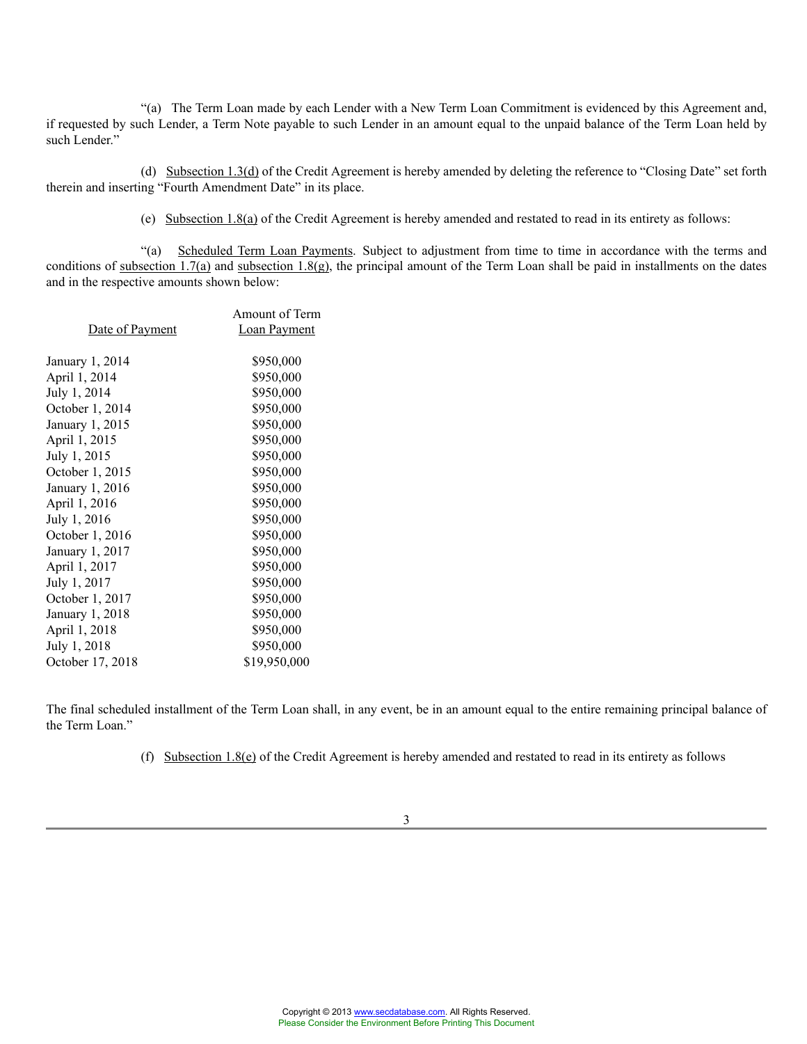"(a) The Term Loan made by each Lender with a New Term Loan Commitment is evidenced by this Agreement and, if requested by such Lender, a Term Note payable to such Lender in an amount equal to the unpaid balance of the Term Loan held by such Lender."

(d) Subsection 1.3(d) of the Credit Agreement is hereby amended by deleting the reference to "Closing Date" set forth therein and inserting "Fourth Amendment Date" in its place.

(e) Subsection 1.8(a) of the Credit Agreement is hereby amended and restated to read in its entirety as follows:

"(a) Scheduled Term Loan Payments. Subject to adjustment from time to time in accordance with the terms and conditions of subsection 1.7(a) and subsection 1.8(g), the principal amount of the Term Loan shall be paid in installments on the dates and in the respective amounts shown below:

| Date of Payment | Amount of Term Loan Payment |
|---|---|
| January 1, 2014 | $950,000 |
| April 1, 2014 | $950,000 |
| July 1, 2014 | $950,000 |
| October 1, 2014 | $950,000 |
| January 1, 2015 | $950,000 |
| April 1, 2015 | $950,000 |
| July 1, 2015 | $950,000 |
| October 1, 2015 | $950,000 |
| January 1, 2016 | $950,000 |
| April 1, 2016 | $950,000 |
| July 1, 2016 | $950,000 |
| October 1, 2016 | $950,000 |
| January 1, 2017 | $950,000 |
| April 1, 2017 | $950,000 |
| July 1, 2017 | $950,000 |
| October 1, 2017 | $950,000 |
| January 1, 2018 | $950,000 |
| April 1, 2018 | $950,000 |
| July 1, 2018 | $950,000 |
| October 17, 2018 | $19,950,000 |

The final scheduled installment of the Term Loan shall, in any event, be in an amount equal to the entire remaining principal balance of the Term Loan."

(f) Subsection 1.8(e) of the Credit Agreement is hereby amended and restated to read in its entirety as follows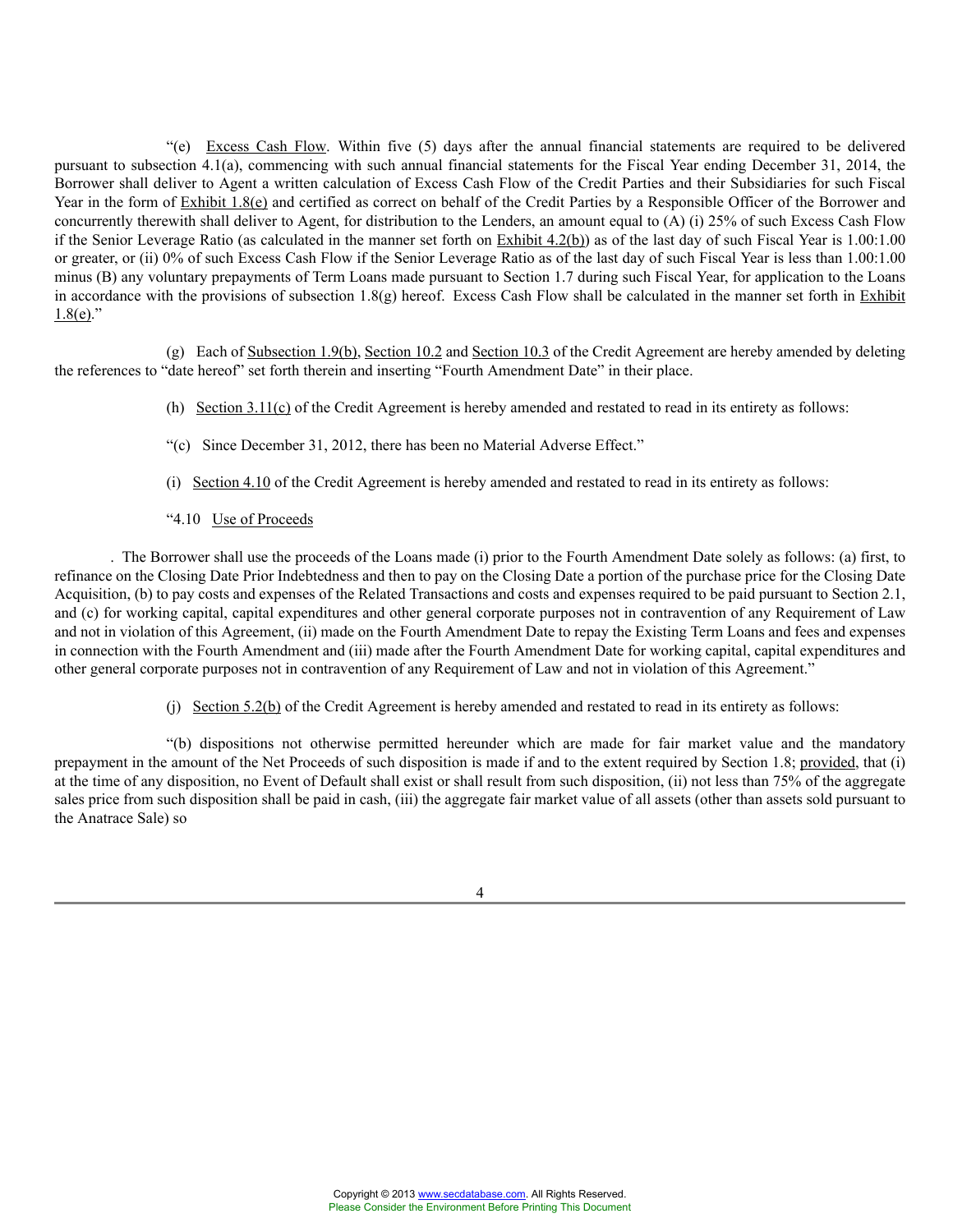"(e) Excess Cash Flow. Within five (5) days after the annual financial statements are required to be delivered pursuant to subsection 4.1(a), commencing with such annual financial statements for the Fiscal Year ending December 31, 2014, the Borrower shall deliver to Agent a written calculation of Excess Cash Flow of the Credit Parties and their Subsidiaries for such Fiscal Year in the form of Exhibit 1.8(e) and certified as correct on behalf of the Credit Parties by a Responsible Officer of the Borrower and concurrently therewith shall deliver to Agent, for distribution to the Lenders, an amount equal to (A) (i) 25% of such Excess Cash Flow if the Senior Leverage Ratio (as calculated in the manner set forth on Exhibit 4.2(b)) as of the last day of such Fiscal Year is 1.00:1.00 or greater, or (ii) 0% of such Excess Cash Flow if the Senior Leverage Ratio as of the last day of such Fiscal Year is less than 1.00:1.00 minus (B) any voluntary prepayments of Term Loans made pursuant to Section 1.7 during such Fiscal Year, for application to the Loans in accordance with the provisions of subsection 1.8(g) hereof. Excess Cash Flow shall be calculated in the manner set forth in Exhibit 1.8(e)."

(g) Each of Subsection 1.9(b), Section 10.2 and Section 10.3 of the Credit Agreement are hereby amended by deleting the references to "date hereof" set forth therein and inserting "Fourth Amendment Date" in their place.

(h) Section 3.11(c) of the Credit Agreement is hereby amended and restated to read in its entirety as follows:

"(c) Since December 31, 2012, there has been no Material Adverse Effect."

(i) Section 4.10 of the Credit Agreement is hereby amended and restated to read in its entirety as follows:

"4.10 Use of Proceeds

. The Borrower shall use the proceeds of the Loans made (i) prior to the Fourth Amendment Date solely as follows: (a) first, to refinance on the Closing Date Prior Indebtedness and then to pay on the Closing Date a portion of the purchase price for the Closing Date Acquisition, (b) to pay costs and expenses of the Related Transactions and costs and expenses required to be paid pursuant to Section 2.1, and (c) for working capital, capital expenditures and other general corporate purposes not in contravention of any Requirement of Law and not in violation of this Agreement, (ii) made on the Fourth Amendment Date to repay the Existing Term Loans and fees and expenses in connection with the Fourth Amendment and (iii) made after the Fourth Amendment Date for working capital, capital expenditures and other general corporate purposes not in contravention of any Requirement of Law and not in violation of this Agreement."

(j) Section 5.2(b) of the Credit Agreement is hereby amended and restated to read in its entirety as follows:

"(b) dispositions not otherwise permitted hereunder which are made for fair market value and the mandatory prepayment in the amount of the Net Proceeds of such disposition is made if and to the extent required by Section 1.8; provided, that (i) at the time of any disposition, no Event of Default shall exist or shall result from such disposition, (ii) not less than 75% of the aggregate sales price from such disposition shall be paid in cash, (iii) the aggregate fair market value of all assets (other than assets sold pursuant to the Anatrace Sale) so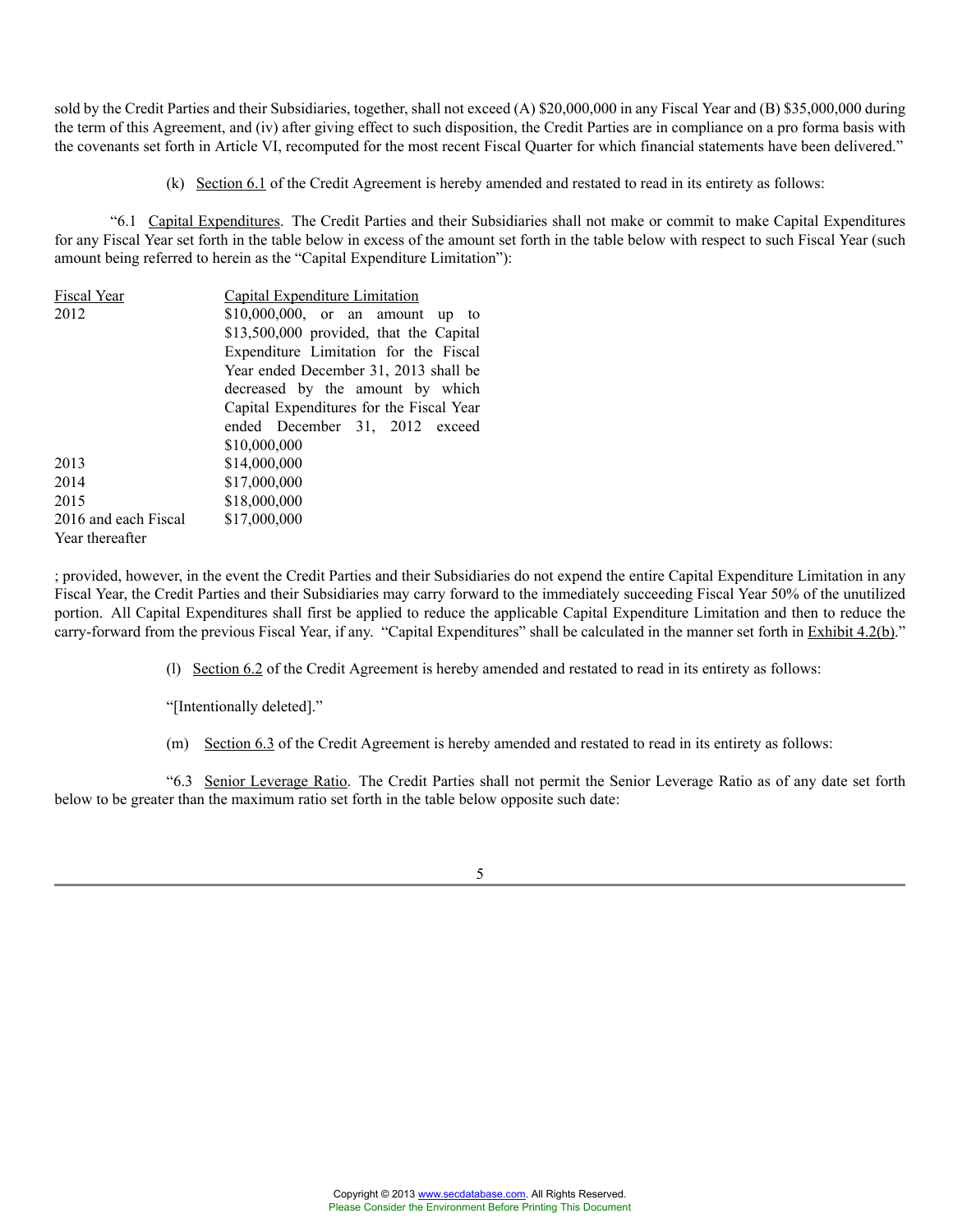sold by the Credit Parties and their Subsidiaries, together, shall not exceed (A) $20,000,000 in any Fiscal Year and (B) $35,000,000 during the term of this Agreement, and (iv) after giving effect to such disposition, the Credit Parties are in compliance on a pro forma basis with the covenants set forth in Article VI, recomputed for the most recent Fiscal Quarter for which financial statements have been delivered."

(k) Section 6.1 of the Credit Agreement is hereby amended and restated to read in its entirety as follows:

"6.1 Capital Expenditures. The Credit Parties and their Subsidiaries shall not make or commit to make Capital Expenditures for any Fiscal Year set forth in the table below in excess of the amount set forth in the table below with respect to such Fiscal Year (such amount being referred to herein as the "Capital Expenditure Limitation"):

| Fiscal Year | Capital Expenditure Limitation |
| --- | --- |
| 2012 | $10,000,000, or an amount up to $13,500,000 provided, that the Capital Expenditure Limitation for the Fiscal Year ended December 31, 2013 shall be decreased by the amount by which Capital Expenditures for the Fiscal Year ended December 31, 2012 exceed $10,000,000 |
| 2013 | $14,000,000 |
| 2014 | $17,000,000 |
| 2015 | $18,000,000 |
| 2016 and each Fiscal Year thereafter | $17,000,000 |

; provided, however, in the event the Credit Parties and their Subsidiaries do not expend the entire Capital Expenditure Limitation in any Fiscal Year, the Credit Parties and their Subsidiaries may carry forward to the immediately succeeding Fiscal Year 50% of the unutilized portion. All Capital Expenditures shall first be applied to reduce the applicable Capital Expenditure Limitation and then to reduce the carry-forward from the previous Fiscal Year, if any. "Capital Expenditures" shall be calculated in the manner set forth in Exhibit 4.2(b)."

(l) Section 6.2 of the Credit Agreement is hereby amended and restated to read in its entirety as follows:

"[Intentionally deleted]."

(m) Section 6.3 of the Credit Agreement is hereby amended and restated to read in its entirety as follows:

"6.3 Senior Leverage Ratio. The Credit Parties shall not permit the Senior Leverage Ratio as of any date set forth below to be greater than the maximum ratio set forth in the table below opposite such date: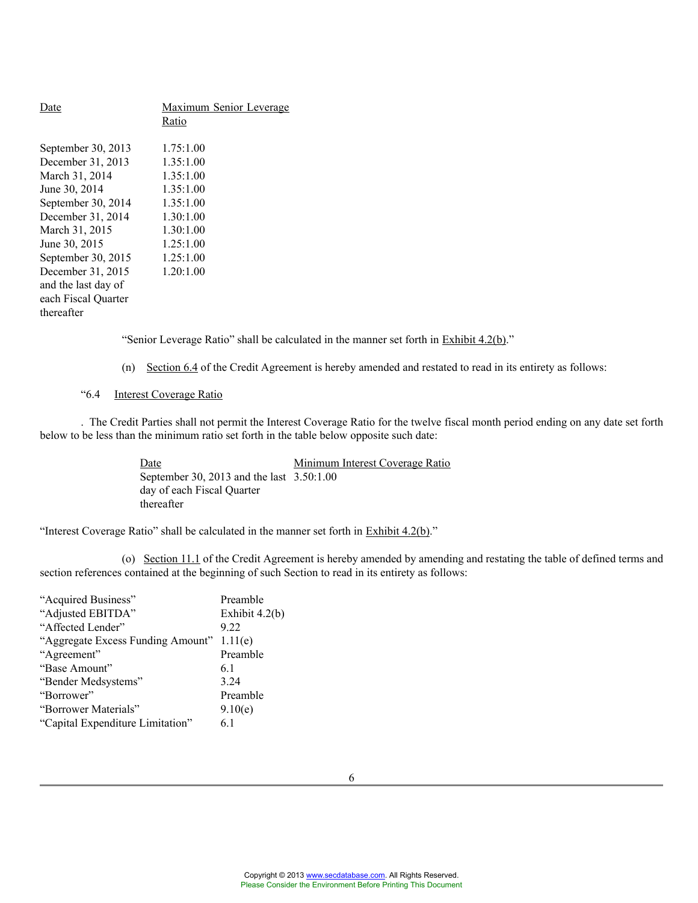| Date | Maximum Senior Leverage Ratio |
|---|---|
| September 30, 2013 | 1.75:1.00 |
| December 31, 2013 | 1.35:1.00 |
| March 31, 2014 | 1.35:1.00 |
| June 30, 2014 | 1.35:1.00 |
| September 30, 2014 | 1.35:1.00 |
| December 31, 2014 | 1.30:1.00 |
| March 31, 2015 | 1.30:1.00 |
| June 30, 2015 | 1.25:1.00 |
| September 30, 2015 | 1.25:1.00 |
| December 31, 2015 and the last day of each Fiscal Quarter thereafter | 1.20:1.00 |

"Senior Leverage Ratio" shall be calculated in the manner set forth in Exhibit 4.2(b)."

(n) Section 6.4 of the Credit Agreement is hereby amended and restated to read in its entirety as follows:

"6.4 Interest Coverage Ratio

. The Credit Parties shall not permit the Interest Coverage Ratio for the twelve fiscal month period ending on any date set forth below to be less than the minimum ratio set forth in the table below opposite such date:

| Date | Minimum Interest Coverage Ratio |
|---|---|
| September 30, 2013 and the last day of each Fiscal Quarter thereafter | 3.50:1.00 |

"Interest Coverage Ratio" shall be calculated in the manner set forth in Exhibit 4.2(b)."

(o) Section 11.1 of the Credit Agreement is hereby amended by amending and restating the table of defined terms and section references contained at the beginning of such Section to read in its entirety as follows:

| | |
|---|---|
| "Acquired Business" | Preamble |
| "Adjusted EBITDA" | Exhibit 4.2(b) |
| "Affected Lender" | 9.22 |
| "Aggregate Excess Funding Amount" | 1.11(e) |
| "Agreement" | Preamble |
| "Base Amount" | 6.1 |
| "Bender Medsystems" | 3.24 |
| "Borrower" | Preamble |
| "Borrower Materials" | 9.10(e) |
| "Capital Expenditure Limitation" | 6.1 |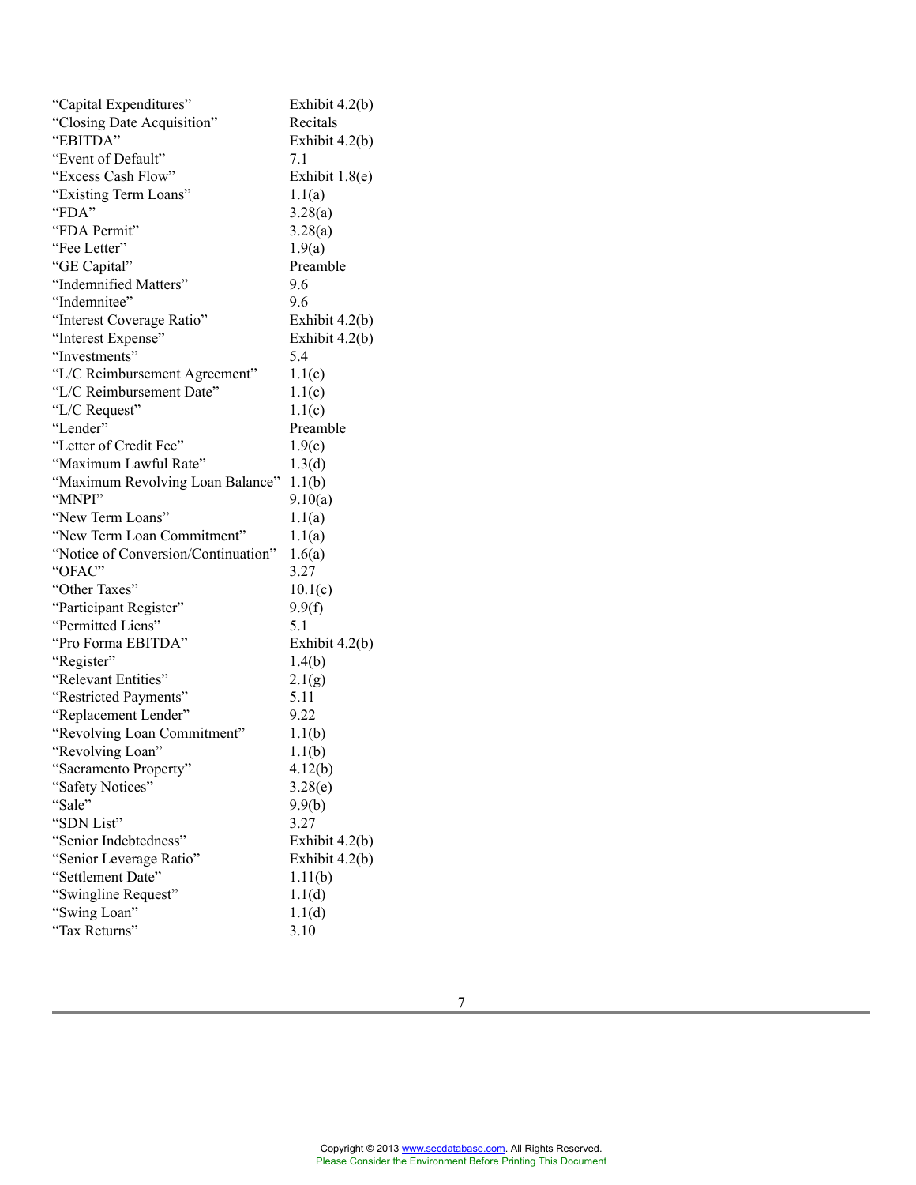| | |
|---|---|
| "Capital Expenditures" | Exhibit 4.2(b) |
| "Closing Date Acquisition" | Recitals |
| "EBITDA" | Exhibit 4.2(b) |
| "Event of Default" | 7.1 |
| "Excess Cash Flow" | Exhibit 1.8(e) |
| "Existing Term Loans" | 1.1(a) |
| "FDA" | 3.28(a) |
| "FDA Permit" | 3.28(a) |
| "Fee Letter" | 1.9(a) |
| "GE Capital" | Preamble |
| "Indemnified Matters" | 9.6 |
| "Indemnitee" | 9.6 |
| "Interest Coverage Ratio" | Exhibit 4.2(b) |
| "Interest Expense" | Exhibit 4.2(b) |
| "Investments" | 5.4 |
| "L/C Reimbursement Agreement" | 1.1(c) |
| "L/C Reimbursement Date" | 1.1(c) |
| "L/C Request" | 1.1(c) |
| "Lender" | Preamble |
| "Letter of Credit Fee" | 1.9(c) |
| "Maximum Lawful Rate" | 1.3(d) |
| "Maximum Revolving Loan Balance" | 1.1(b) |
| "MNPI" | 9.10(a) |
| "New Term Loans" | 1.1(a) |
| "New Term Loan Commitment" | 1.1(a) |
| "Notice of Conversion/Continuation" | 1.6(a) |
| "OFAC" | 3.27 |
| "Other Taxes" | 10.1(c) |
| "Participant Register" | 9.9(f) |
| "Permitted Liens" | 5.1 |
| "Pro Forma EBITDA" | Exhibit 4.2(b) |
| "Register" | 1.4(b) |
| "Relevant Entities" | 2.1(g) |
| "Restricted Payments" | 5.11 |
| "Replacement Lender" | 9.22 |
| "Revolving Loan Commitment" | 1.1(b) |
| "Revolving Loan" | 1.1(b) |
| "Sacramento Property" | 4.12(b) |
| "Safety Notices" | 3.28(e) |
| "Sale" | 9.9(b) |
| "SDN List" | 3.27 |
| "Senior Indebtedness" | Exhibit 4.2(b) |
| "Senior Leverage Ratio" | Exhibit 4.2(b) |
| "Settlement Date" | 1.11(b) |
| "Swingline Request" | 1.1(d) |
| "Swing Loan" | 1.1(d) |
| "Tax Returns" | 3.10 |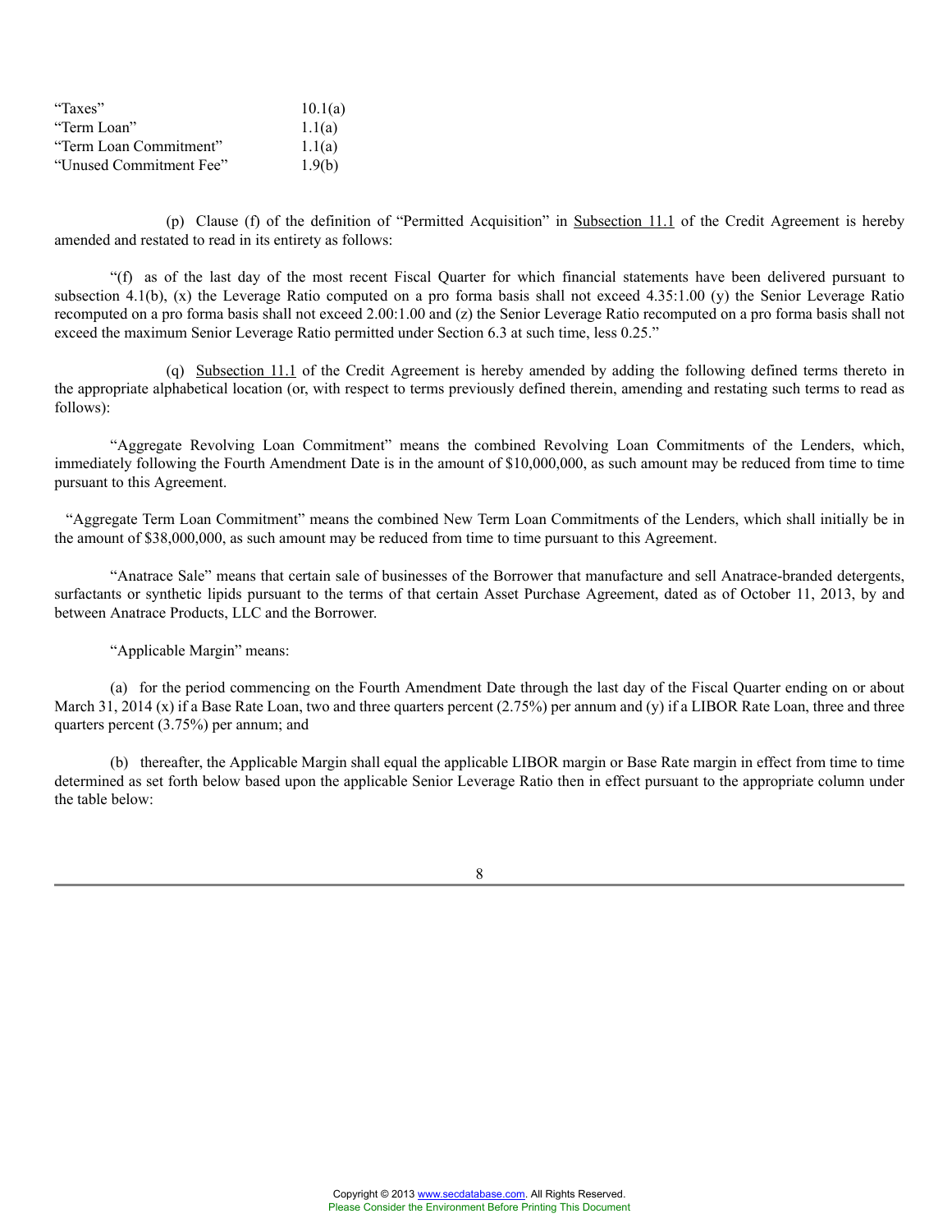| | |
|---|---|
| "Taxes" | 10.1(a) |
| "Term Loan" | 1.1(a) |
| "Term Loan Commitment" | 1.1(a) |
| "Unused Commitment Fee" | 1.9(b) |

(p) Clause (f) of the definition of "Permitted Acquisition" in Subsection 11.1 of the Credit Agreement is hereby amended and restated to read in its entirety as follows:

"(f) as of the last day of the most recent Fiscal Quarter for which financial statements have been delivered pursuant to subsection 4.1(b), (x) the Leverage Ratio computed on a pro forma basis shall not exceed 4.35:1.00 (y) the Senior Leverage Ratio recomputed on a pro forma basis shall not exceed 2.00:1.00 and (z) the Senior Leverage Ratio recomputed on a pro forma basis shall not exceed the maximum Senior Leverage Ratio permitted under Section 6.3 at such time, less 0.25."

(q) Subsection 11.1 of the Credit Agreement is hereby amended by adding the following defined terms thereto in the appropriate alphabetical location (or, with respect to terms previously defined therein, amending and restating such terms to read as follows):

"Aggregate Revolving Loan Commitment" means the combined Revolving Loan Commitments of the Lenders, which, immediately following the Fourth Amendment Date is in the amount of $10,000,000, as such amount may be reduced from time to time pursuant to this Agreement.

"Aggregate Term Loan Commitment" means the combined New Term Loan Commitments of the Lenders, which shall initially be in the amount of $38,000,000, as such amount may be reduced from time to time pursuant to this Agreement.

"Anatrace Sale" means that certain sale of businesses of the Borrower that manufacture and sell Anatrace-branded detergents, surfactants or synthetic lipids pursuant to the terms of that certain Asset Purchase Agreement, dated as of October 11, 2013, by and between Anatrace Products, LLC and the Borrower.

"Applicable Margin" means:

(a) for the period commencing on the Fourth Amendment Date through the last day of the Fiscal Quarter ending on or about March 31, 2014 (x) if a Base Rate Loan, two and three quarters percent (2.75%) per annum and (y) if a LIBOR Rate Loan, three and three quarters percent (3.75%) per annum; and

(b) thereafter, the Applicable Margin shall equal the applicable LIBOR margin or Base Rate margin in effect from time to time determined as set forth below based upon the applicable Senior Leverage Ratio then in effect pursuant to the appropriate column under the table below: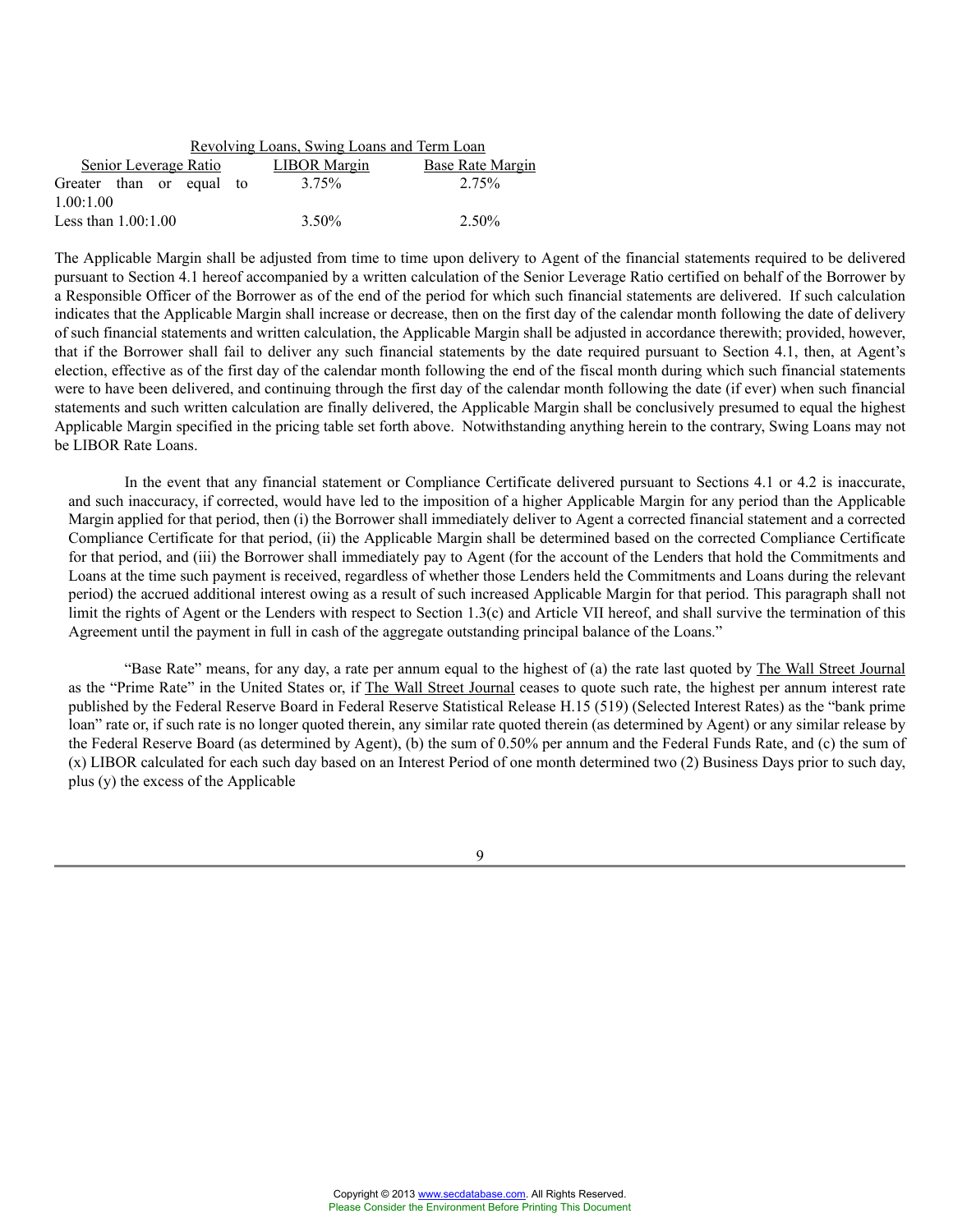| Revolving Loans, Swing Loans and Term Loan | | |
|---|---|---|
| Senior Leverage Ratio | LIBOR Margin | Base Rate Margin |
| Greater than or equal to 1.00:1.00 | 3.75% | 2.75% |
| Less than 1.00:1.00 | 3.50% | 2.50% |

The Applicable Margin shall be adjusted from time to time upon delivery to Agent of the financial statements required to be delivered pursuant to Section 4.1 hereof accompanied by a written calculation of the Senior Leverage Ratio certified on behalf of the Borrower by a Responsible Officer of the Borrower as of the end of the period for which such financial statements are delivered. If such calculation indicates that the Applicable Margin shall increase or decrease, then on the first day of the calendar month following the date of delivery of such financial statements and written calculation, the Applicable Margin shall be adjusted in accordance therewith; provided, however, that if the Borrower shall fail to deliver any such financial statements by the date required pursuant to Section 4.1, then, at Agent's election, effective as of the first day of the calendar month following the end of the fiscal month during which such financial statements were to have been delivered, and continuing through the first day of the calendar month following the date (if ever) when such financial statements and such written calculation are finally delivered, the Applicable Margin shall be conclusively presumed to equal the highest Applicable Margin specified in the pricing table set forth above. Notwithstanding anything herein to the contrary, Swing Loans may not be LIBOR Rate Loans.

In the event that any financial statement or Compliance Certificate delivered pursuant to Sections 4.1 or 4.2 is inaccurate, and such inaccuracy, if corrected, would have led to the imposition of a higher Applicable Margin for any period than the Applicable Margin applied for that period, then (i) the Borrower shall immediately deliver to Agent a corrected financial statement and a corrected Compliance Certificate for that period, (ii) the Applicable Margin shall be determined based on the corrected Compliance Certificate for that period, and (iii) the Borrower shall immediately pay to Agent (for the account of the Lenders that hold the Commitments and Loans at the time such payment is received, regardless of whether those Lenders held the Commitments and Loans during the relevant period) the accrued additional interest owing as a result of such increased Applicable Margin for that period. This paragraph shall not limit the rights of Agent or the Lenders with respect to Section 1.3(c) and Article VII hereof, and shall survive the termination of this Agreement until the payment in full in cash of the aggregate outstanding principal balance of the Loans."

"Base Rate" means, for any day, a rate per annum equal to the highest of (a) the rate last quoted by The Wall Street Journal as the "Prime Rate" in the United States or, if The Wall Street Journal ceases to quote such rate, the highest per annum interest rate published by the Federal Reserve Board in Federal Reserve Statistical Release H.15 (519) (Selected Interest Rates) as the "bank prime loan" rate or, if such rate is no longer quoted therein, any similar rate quoted therein (as determined by Agent) or any similar release by the Federal Reserve Board (as determined by Agent), (b) the sum of 0.50% per annum and the Federal Funds Rate, and (c) the sum of (x) LIBOR calculated for each such day based on an Interest Period of one month determined two (2) Business Days prior to such day, plus (y) the excess of the Applicable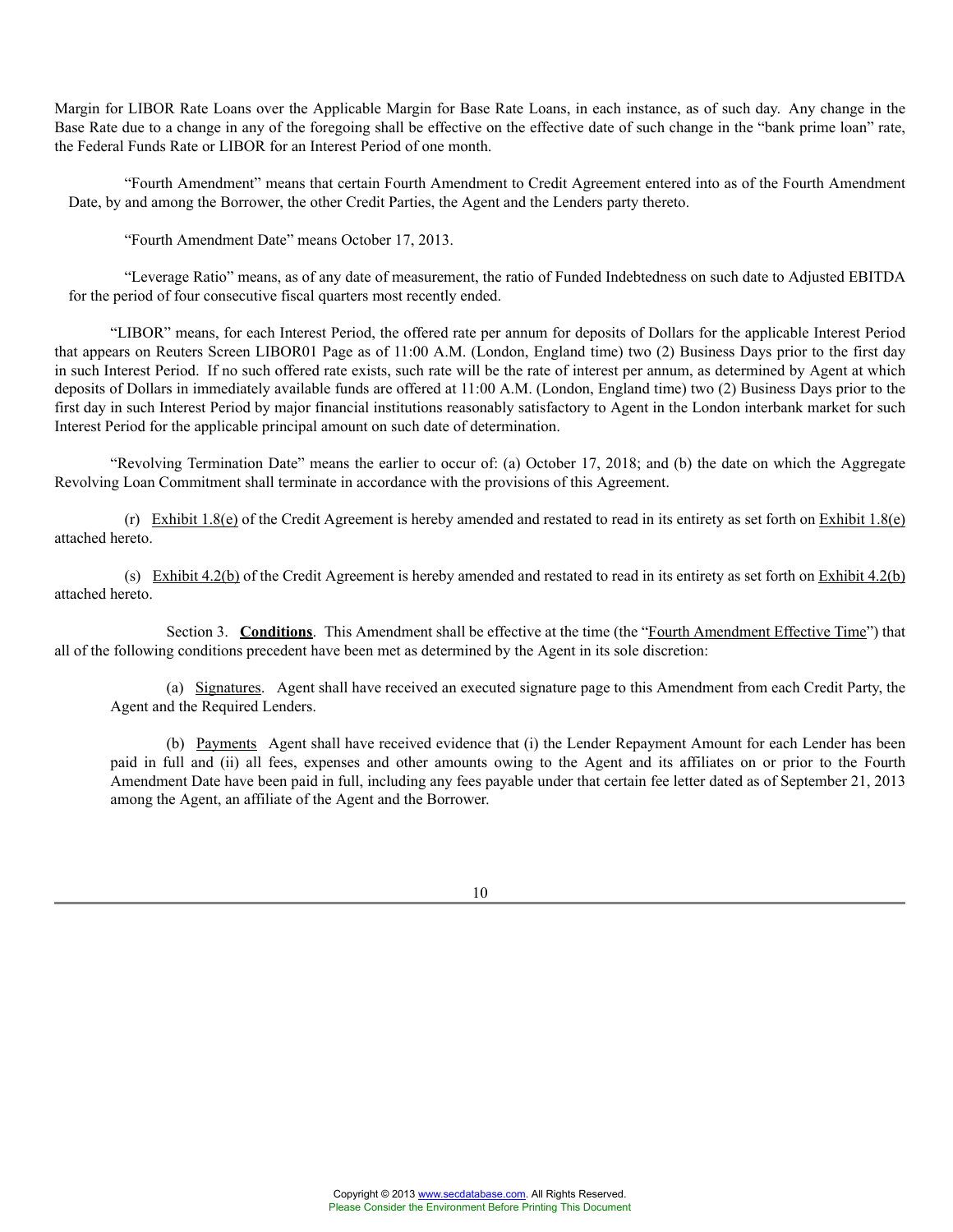Margin for LIBOR Rate Loans over the Applicable Margin for Base Rate Loans, in each instance, as of such day. Any change in the Base Rate due to a change in any of the foregoing shall be effective on the effective date of such change in the "bank prime loan" rate, the Federal Funds Rate or LIBOR for an Interest Period of one month.

"Fourth Amendment" means that certain Fourth Amendment to Credit Agreement entered into as of the Fourth Amendment Date, by and among the Borrower, the other Credit Parties, the Agent and the Lenders party thereto.

"Fourth Amendment Date" means October 17, 2013.

"Leverage Ratio" means, as of any date of measurement, the ratio of Funded Indebtedness on such date to Adjusted EBITDA for the period of four consecutive fiscal quarters most recently ended.

"LIBOR" means, for each Interest Period, the offered rate per annum for deposits of Dollars for the applicable Interest Period that appears on Reuters Screen LIBOR01 Page as of 11:00 A.M. (London, England time) two (2) Business Days prior to the first day in such Interest Period. If no such offered rate exists, such rate will be the rate of interest per annum, as determined by Agent at which deposits of Dollars in immediately available funds are offered at 11:00 A.M. (London, England time) two (2) Business Days prior to the first day in such Interest Period by major financial institutions reasonably satisfactory to Agent in the London interbank market for such Interest Period for the applicable principal amount on such date of determination.

"Revolving Termination Date" means the earlier to occur of: (a) October 17, 2018; and (b) the date on which the Aggregate Revolving Loan Commitment shall terminate in accordance with the provisions of this Agreement.

(r) Exhibit 1.8(e) of the Credit Agreement is hereby amended and restated to read in its entirety as set forth on Exhibit 1.8(e) attached hereto.

(s) Exhibit 4.2(b) of the Credit Agreement is hereby amended and restated to read in its entirety as set forth on Exhibit 4.2(b) attached hereto.

Section 3. **Conditions**. This Amendment shall be effective at the time (the "Fourth Amendment Effective Time") that all of the following conditions precedent have been met as determined by the Agent in its sole discretion:

(a) Signatures. Agent shall have received an executed signature page to this Amendment from each Credit Party, the Agent and the Required Lenders.

(b) Payments Agent shall have received evidence that (i) the Lender Repayment Amount for each Lender has been paid in full and (ii) all fees, expenses and other amounts owing to the Agent and its affiliates on or prior to the Fourth Amendment Date have been paid in full, including any fees payable under that certain fee letter dated as of September 21, 2013 among the Agent, an affiliate of the Agent and the Borrower.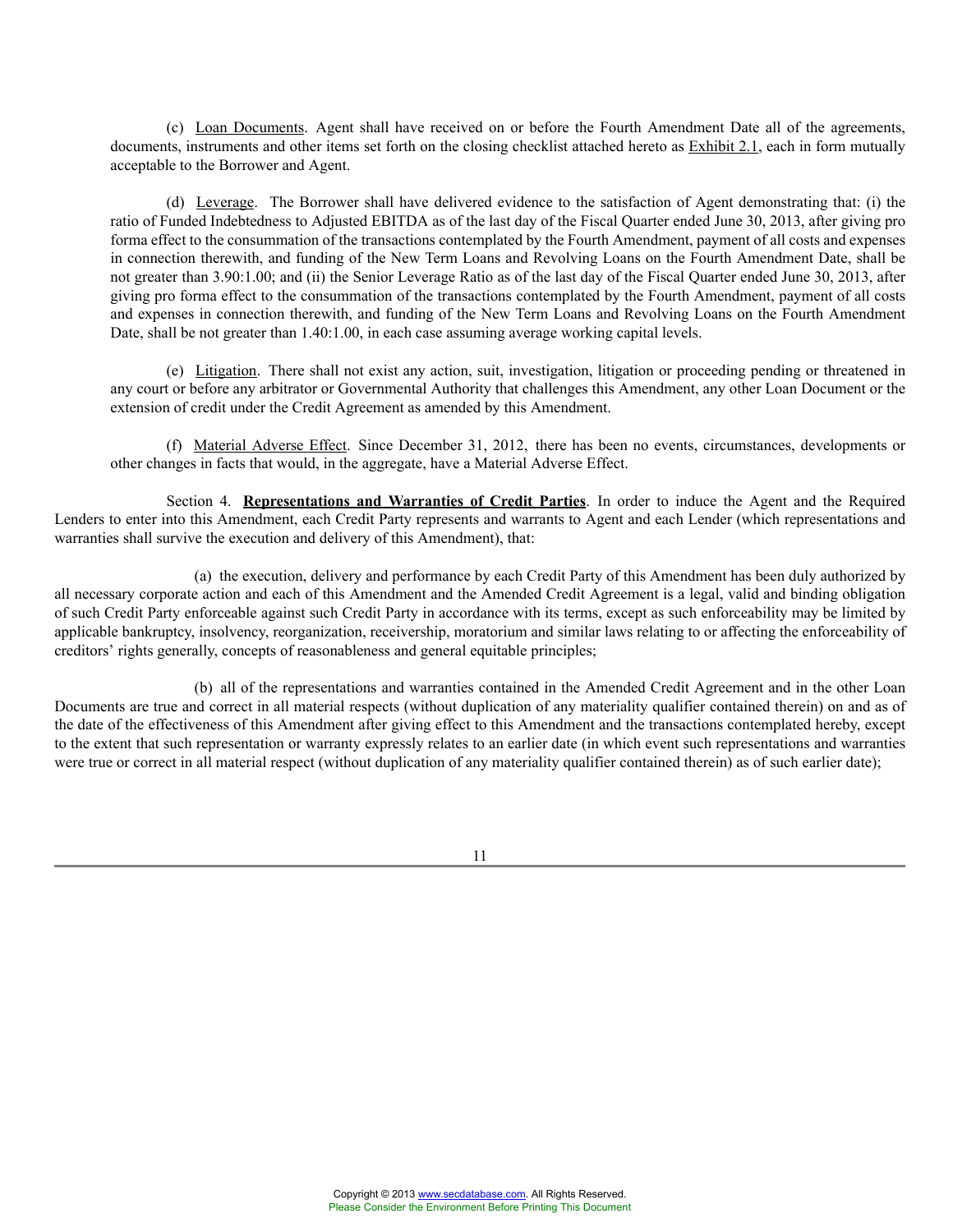(c) Loan Documents. Agent shall have received on or before the Fourth Amendment Date all of the agreements, documents, instruments and other items set forth on the closing checklist attached hereto as Exhibit 2.1, each in form mutually acceptable to the Borrower and Agent.

(d) Leverage. The Borrower shall have delivered evidence to the satisfaction of Agent demonstrating that: (i) the ratio of Funded Indebtedness to Adjusted EBITDA as of the last day of the Fiscal Quarter ended June 30, 2013, after giving pro forma effect to the consummation of the transactions contemplated by the Fourth Amendment, payment of all costs and expenses in connection therewith, and funding of the New Term Loans and Revolving Loans on the Fourth Amendment Date, shall be not greater than 3.90:1.00; and (ii) the Senior Leverage Ratio as of the last day of the Fiscal Quarter ended June 30, 2013, after giving pro forma effect to the consummation of the transactions contemplated by the Fourth Amendment, payment of all costs and expenses in connection therewith, and funding of the New Term Loans and Revolving Loans on the Fourth Amendment Date, shall be not greater than 1.40:1.00, in each case assuming average working capital levels.

(e) Litigation. There shall not exist any action, suit, investigation, litigation or proceeding pending or threatened in any court or before any arbitrator or Governmental Authority that challenges this Amendment, any other Loan Document or the extension of credit under the Credit Agreement as amended by this Amendment.

(f) Material Adverse Effect. Since December 31, 2012, there has been no events, circumstances, developments or other changes in facts that would, in the aggregate, have a Material Adverse Effect.

Section 4. **Representations and Warranties of Credit Parties**. In order to induce the Agent and the Required Lenders to enter into this Amendment, each Credit Party represents and warrants to Agent and each Lender (which representations and warranties shall survive the execution and delivery of this Amendment), that:

(a) the execution, delivery and performance by each Credit Party of this Amendment has been duly authorized by all necessary corporate action and each of this Amendment and the Amended Credit Agreement is a legal, valid and binding obligation of such Credit Party enforceable against such Credit Party in accordance with its terms, except as such enforceability may be limited by applicable bankruptcy, insolvency, reorganization, receivership, moratorium and similar laws relating to or affecting the enforceability of creditors' rights generally, concepts of reasonableness and general equitable principles;

(b) all of the representations and warranties contained in the Amended Credit Agreement and in the other Loan Documents are true and correct in all material respects (without duplication of any materiality qualifier contained therein) on and as of the date of the effectiveness of this Amendment after giving effect to this Amendment and the transactions contemplated hereby, except to the extent that such representation or warranty expressly relates to an earlier date (in which event such representations and warranties were true or correct in all material respect (without duplication of any materiality qualifier contained therein) as of such earlier date);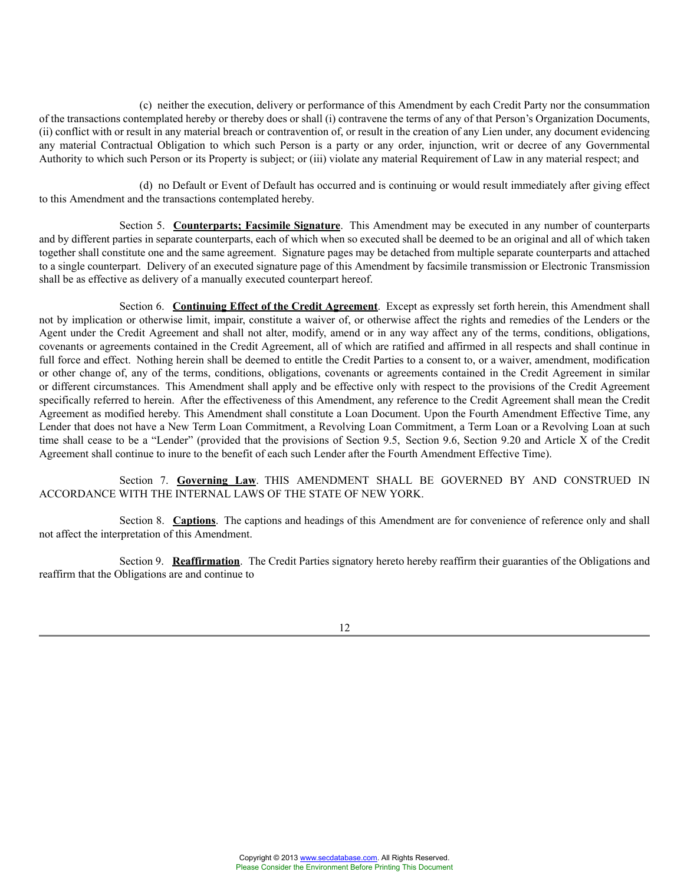(c) neither the execution, delivery or performance of this Amendment by each Credit Party nor the consummation of the transactions contemplated hereby or thereby does or shall (i) contravene the terms of any of that Person's Organization Documents, (ii) conflict with or result in any material breach or contravention of, or result in the creation of any Lien under, any document evidencing any material Contractual Obligation to which such Person is a party or any order, injunction, writ or decree of any Governmental Authority to which such Person or its Property is subject; or (iii) violate any material Requirement of Law in any material respect; and

(d) no Default or Event of Default has occurred and is continuing or would result immediately after giving effect to this Amendment and the transactions contemplated hereby.

Section 5. **Counterparts; Facsimile Signature**. This Amendment may be executed in any number of counterparts and by different parties in separate counterparts, each of which when so executed shall be deemed to be an original and all of which taken together shall constitute one and the same agreement. Signature pages may be detached from multiple separate counterparts and attached to a single counterpart. Delivery of an executed signature page of this Amendment by facsimile transmission or Electronic Transmission shall be as effective as delivery of a manually executed counterpart hereof.

Section 6. **Continuing Effect of the Credit Agreement**. Except as expressly set forth herein, this Amendment shall not by implication or otherwise limit, impair, constitute a waiver of, or otherwise affect the rights and remedies of the Lenders or the Agent under the Credit Agreement and shall not alter, modify, amend or in any way affect any of the terms, conditions, obligations, covenants or agreements contained in the Credit Agreement, all of which are ratified and affirmed in all respects and shall continue in full force and effect. Nothing herein shall be deemed to entitle the Credit Parties to a consent to, or a waiver, amendment, modification or other change of, any of the terms, conditions, obligations, covenants or agreements contained in the Credit Agreement in similar or different circumstances. This Amendment shall apply and be effective only with respect to the provisions of the Credit Agreement specifically referred to herein. After the effectiveness of this Amendment, any reference to the Credit Agreement shall mean the Credit Agreement as modified hereby. This Amendment shall constitute a Loan Document. Upon the Fourth Amendment Effective Time, any Lender that does not have a New Term Loan Commitment, a Revolving Loan Commitment, a Term Loan or a Revolving Loan at such time shall cease to be a "Lender" (provided that the provisions of Section 9.5, Section 9.6, Section 9.20 and Article X of the Credit Agreement shall continue to inure to the benefit of each such Lender after the Fourth Amendment Effective Time).

Section 7. **Governing Law**. THIS AMENDMENT SHALL BE GOVERNED BY AND CONSTRUED IN ACCORDANCE WITH THE INTERNAL LAWS OF THE STATE OF NEW YORK.

Section 8. **Captions**. The captions and headings of this Amendment are for convenience of reference only and shall not affect the interpretation of this Amendment.

Section 9. **Reaffirmation**. The Credit Parties signatory hereto hereby reaffirm their guaranties of the Obligations and reaffirm that the Obligations are and continue to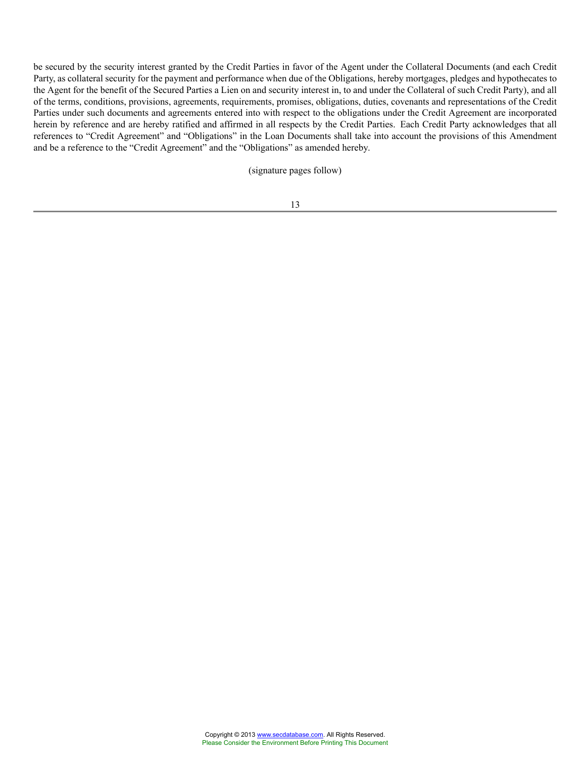be secured by the security interest granted by the Credit Parties in favor of the Agent under the Collateral Documents (and each Credit Party, as collateral security for the payment and performance when due of the Obligations, hereby mortgages, pledges and hypothecates to the Agent for the benefit of the Secured Parties a Lien on and security interest in, to and under the Collateral of such Credit Party), and all of the terms, conditions, provisions, agreements, requirements, promises, obligations, duties, covenants and representations of the Credit Parties under such documents and agreements entered into with respect to the obligations under the Credit Agreement are incorporated herein by reference and are hereby ratified and affirmed in all respects by the Credit Parties. Each Credit Party acknowledges that all references to "Credit Agreement" and "Obligations" in the Loan Documents shall take into account the provisions of this Amendment and be a reference to the "Credit Agreement" and the "Obligations" as amended hereby.

(signature pages follow)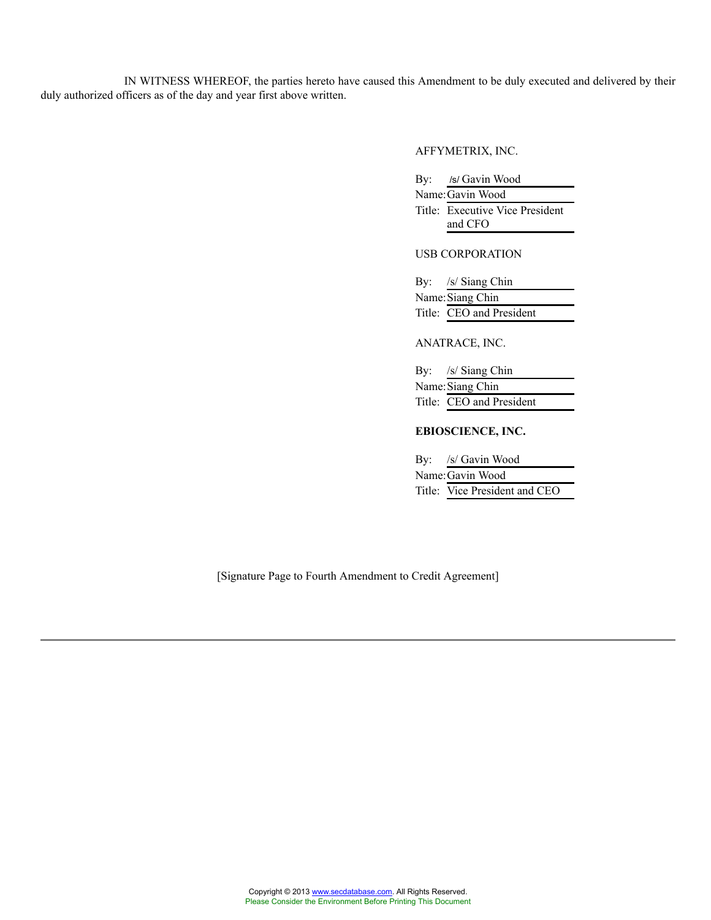IN WITNESS WHEREOF, the parties hereto have caused this Amendment to be duly executed and delivered by their duly authorized officers as of the day and year first above written.

AFFYMETRIX, INC.

By: /s/ Gavin Wood
Name: Gavin Wood
Title: Executive Vice President and CFO

USB CORPORATION

By: /s/ Siang Chin
Name: Siang Chin
Title: CEO and President

ANATRACE, INC.

By: /s/ Siang Chin
Name: Siang Chin
Title: CEO and President

**EBIOSCIENCE, INC.**

By: /s/ Gavin Wood
Name: Gavin Wood
Title: Vice President and CEO

[Signature Page to Fourth Amendment to Credit Agreement]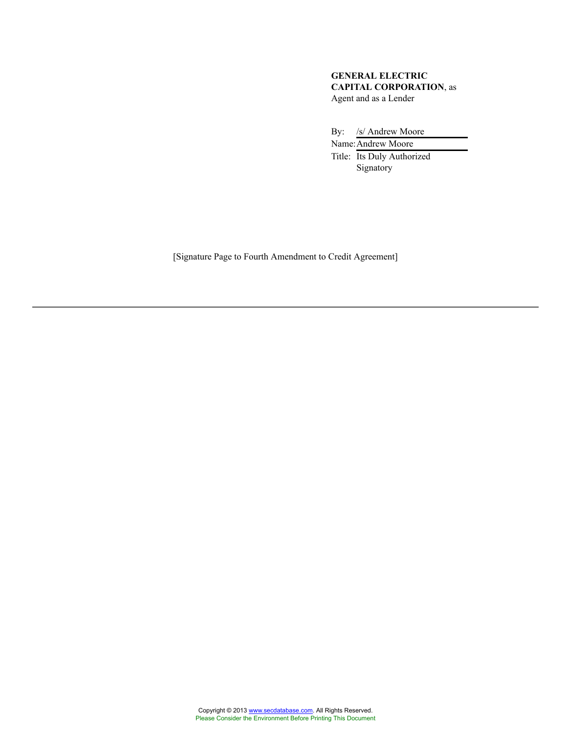**GENERAL ELECTRIC CAPITAL CORPORATION**, as Agent and as a Lender

By: /s/ Andrew Moore
Name: Andrew Moore
Title: Its Duly Authorized Signatory

[Signature Page to Fourth Amendment to Credit Agreement]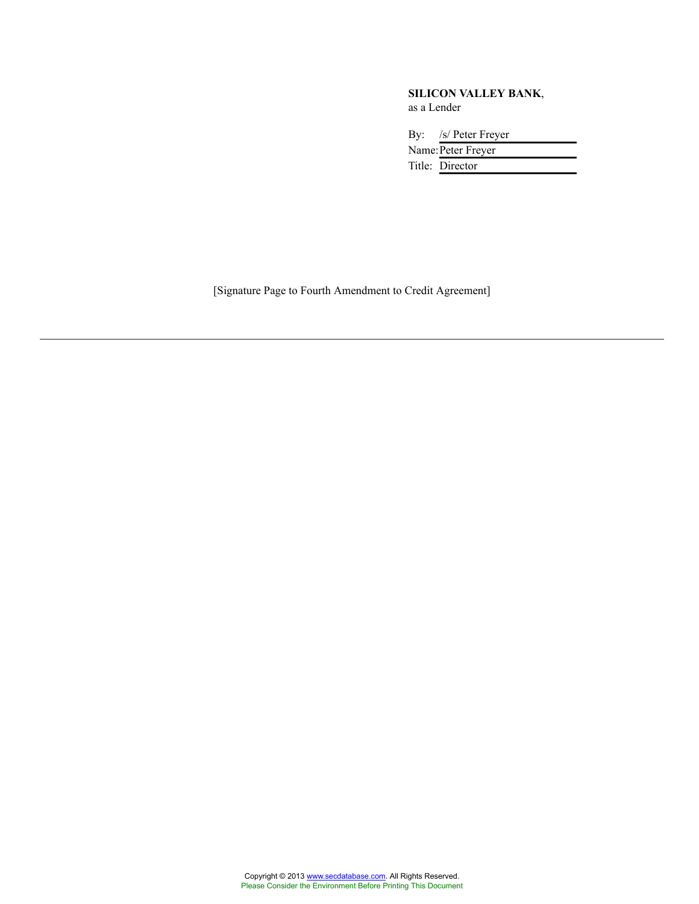**SILICON VALLEY BANK**,
as a Lender

By: /s/ Peter Freyer
Name: Peter Freyer
Title: Director

[Signature Page to Fourth Amendment to Credit Agreement]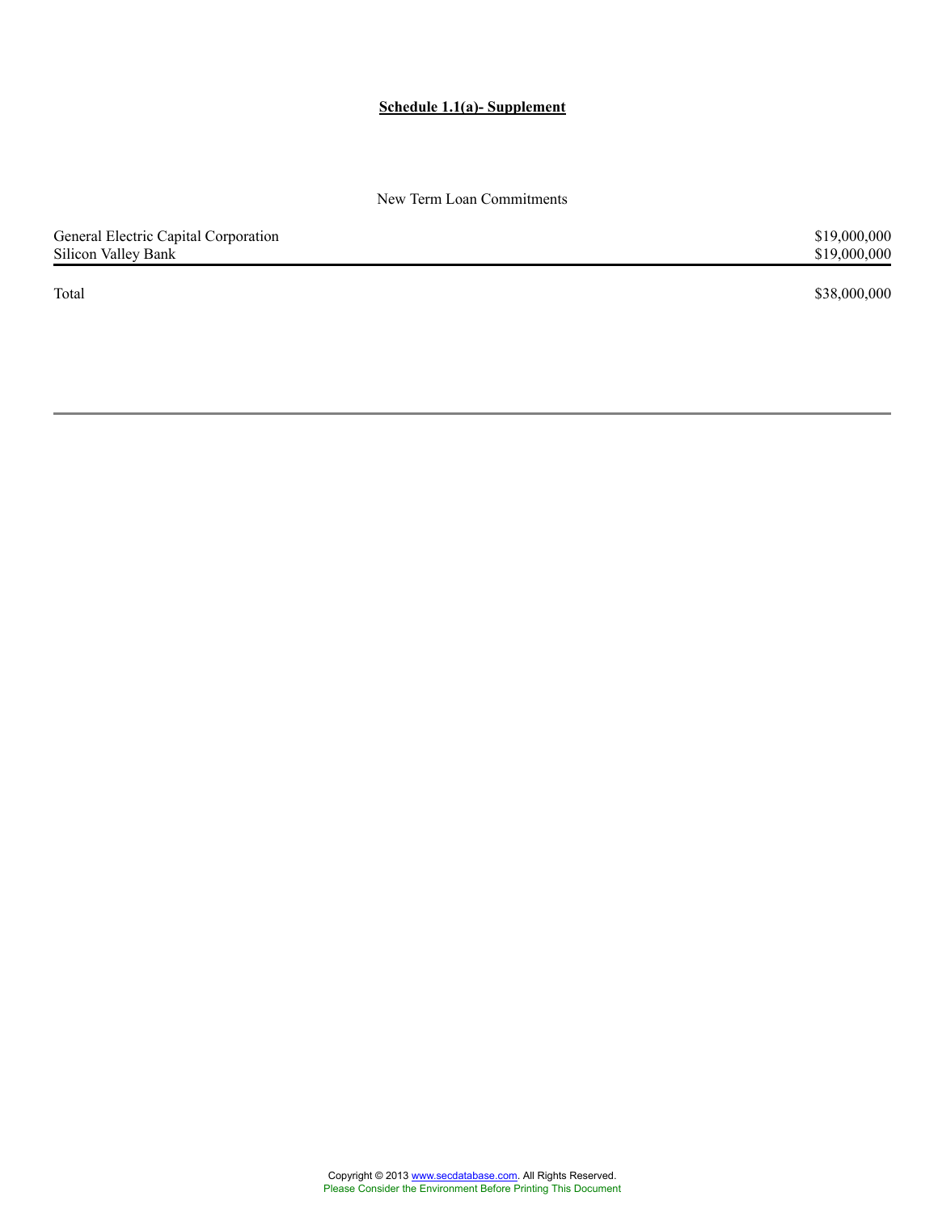**Schedule 1.1(a)- Supplement**

New Term Loan Commitments

| | |
|---|---|
| General Electric Capital Corporation | $19,000,000 |
| Silicon Valley Bank | $19,000,000 |
| Total | $38,000,000 |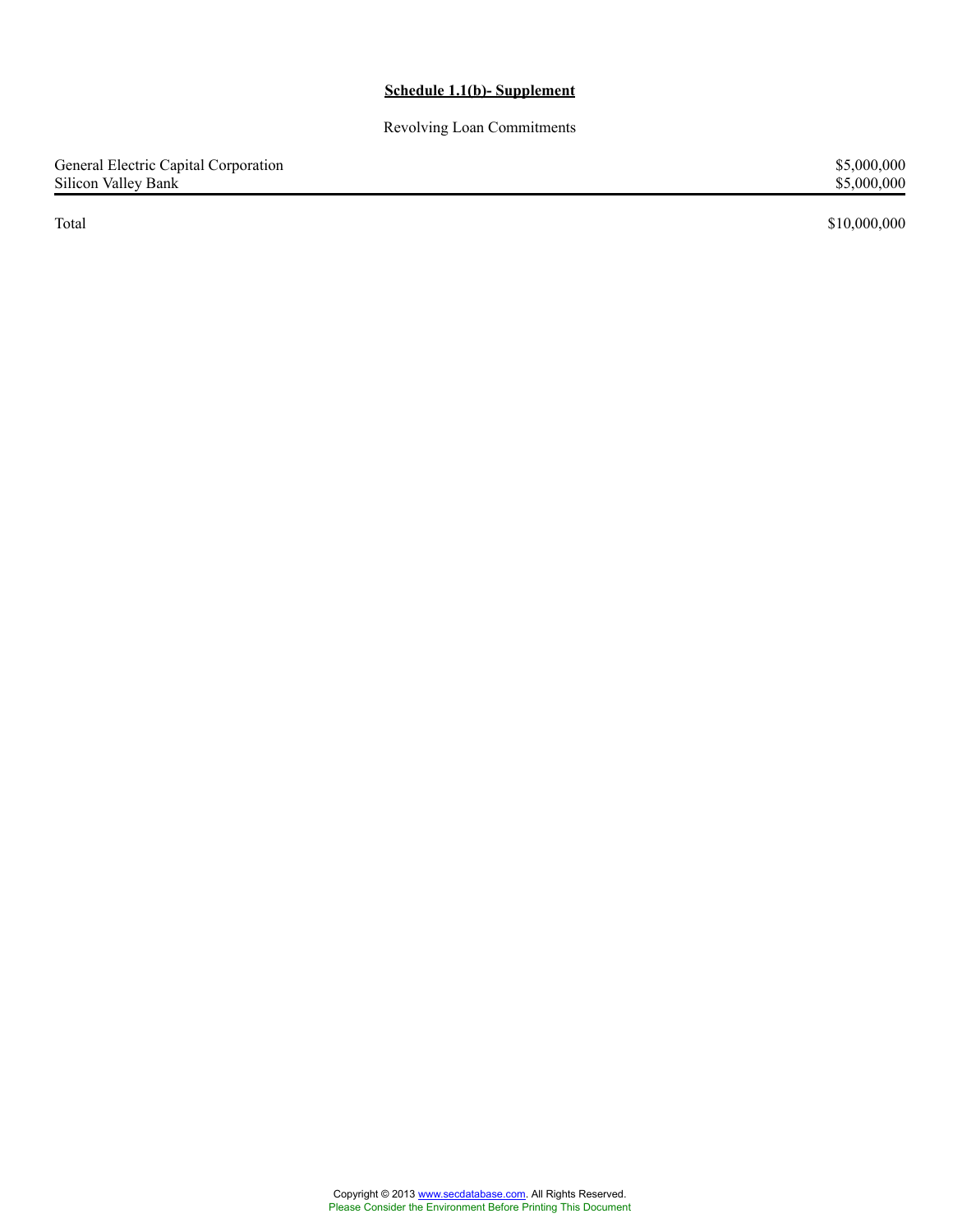**Schedule 1.1(b)- Supplement**

Revolving Loan Commitments

| | |
|---|---|
| General Electric Capital Corporation | $5,000,000 |
| Silicon Valley Bank | $5,000,000 |
| Total | $10,000,000 |

Copyright © 2013 www.secdatabase.com. All Rights Reserved.
Please Consider the Environment Before Printing This Document